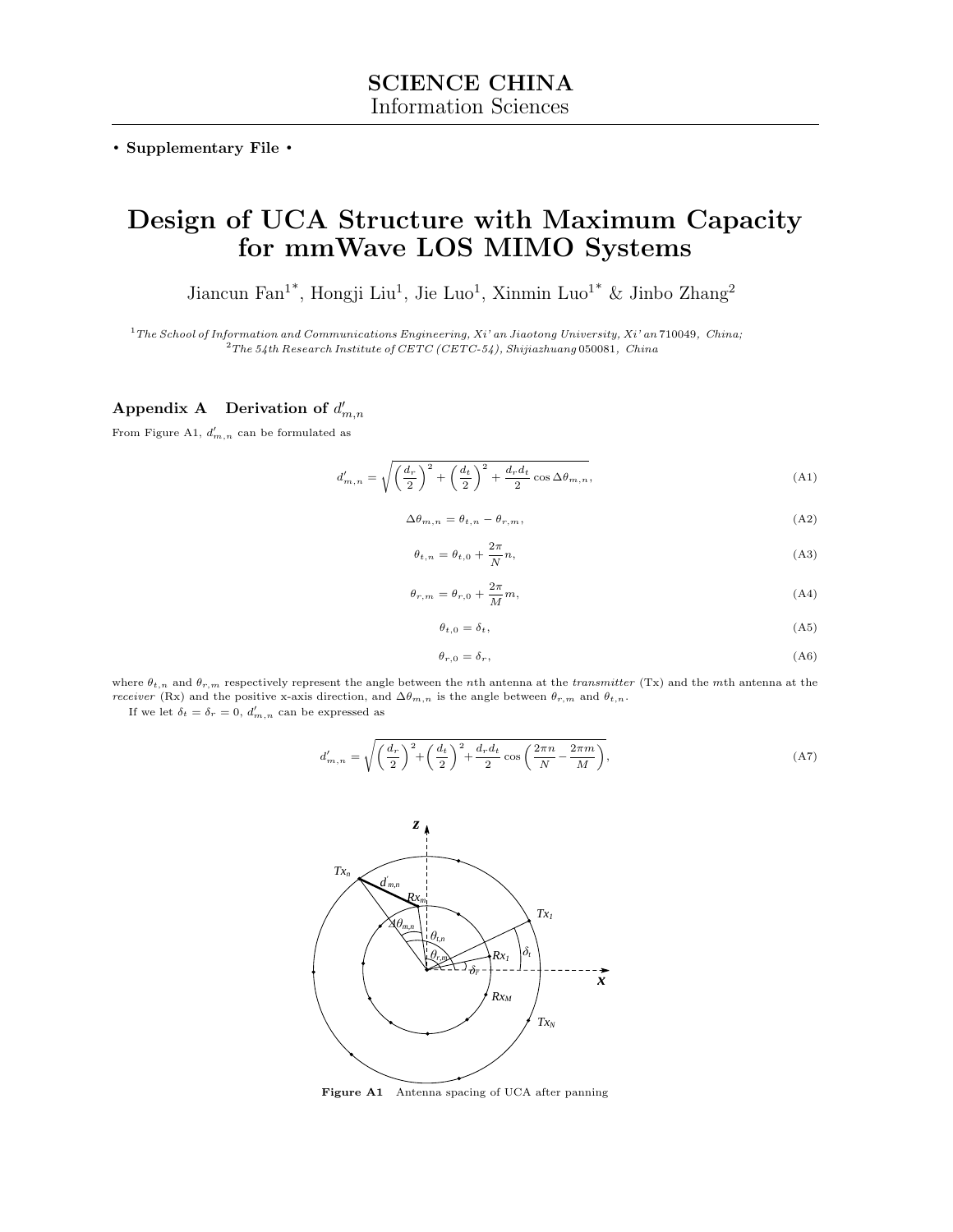# SCIENCE CHINA
Information Sciences

• **Supplementary File** •

# Design of UCA Structure with Maximum Capacity for mmWave LOS MIMO Systems

Jiancun Fan[1*], Hongji Liu[1], Jie Luo[1], Xinmin Luo[1*] & Jinbo Zhang[2]

[1] *The School of Information and Communications Engineering, Xi' an Jiaotong University, Xi' an* 710049*, China;*
[2] *The 54th Research Institute of CETC (CETC-54), Shijiazhuang* 050081*, China*

## Appendix A Derivation of $d'_{m,n}$

From Figure A1, $d'_{m,n}$ can be formulated as

$$d'_{m,n} = \sqrt{\left(\frac{d_r}{2}\right)^2 + \left(\frac{d_t}{2}\right)^2 + \frac{d_r d_t}{2}\cos\Delta\theta_{m,n}}, \tag{A1}$$

$$\Delta\theta_{m,n} = \theta_{t,n} - \theta_{r,m}, \tag{A2}$$

$$\theta_{t,n} = \theta_{t,0} + \frac{2\pi}{N}n, \tag{A3}$$

$$\theta_{r,m} = \theta_{r,0} + \frac{2\pi}{M}m, \tag{A4}$$

$$\theta_{t,0} = \delta_t, \tag{A5}$$

$$\theta_{r,0} = \delta_r, \tag{A6}$$

where $\theta_{t,n}$ and $\theta_{r,m}$ respectively represent the angle between the $n$th antenna at the *transmitter* (Tx) and the $m$th antenna at the *receiver* (Rx) and the positive x-axis direction, and $\Delta\theta_{m,n}$ is the angle between $\theta_{r,m}$ and $\theta_{t,n}$.

If we let $\delta_t = \delta_r = 0$, $d'_{m,n}$ can be expressed as

$$d'_{m,n} = \sqrt{\left(\frac{d_r}{2}\right)^2 + \left(\frac{d_t}{2}\right)^2 + \frac{d_r d_t}{2}\cos\left(\frac{2\pi n}{N} - \frac{2\pi m}{M}\right)}, \tag{A7}$$

**Figure A1** Antenna spacing of UCA after panning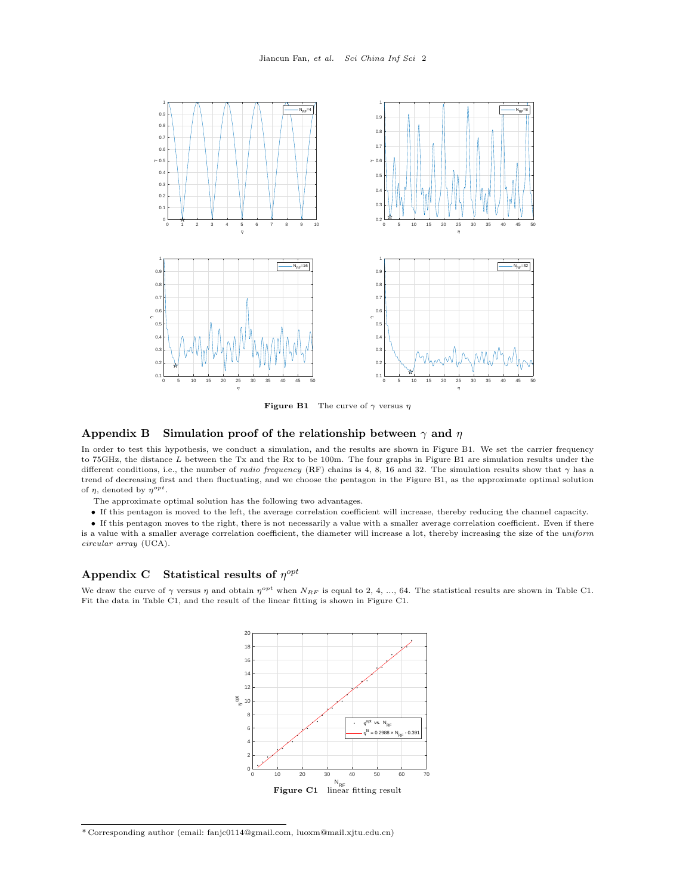Figure B1 The curve of $\gamma$ versus $\eta$

## Appendix B Simulation proof of the relationship between $\gamma$ and $\eta$

In order to test this hypothesis, we conduct a simulation, and the results are shown in Figure B1. We set the carrier frequency to 75GHz, the distance $L$ between the Tx and the Rx to be 100m. The four graphs in Figure B1 are simulation results under the different conditions, i.e., the number of *radio frequency* (RF) chains is 4, 8, 16 and 32. The simulation results show that $\gamma$ has a trend of decreasing first and then fluctuating, and we choose the pentagon in the Figure B1, as the approximate optimal solution of $\eta$, denoted by $\eta^{opt}$.

The approximate optimal solution has the following two advantages.

- If this pentagon is moved to the left, the average correlation coefficient will increase, thereby reducing the channel capacity.
- If this pentagon moves to the right, there is not necessarily a value with a smaller average correlation coefficient. Even if there is a value with a smaller average correlation coefficient, the diameter will increase a lot, thereby increasing the size of the *uniform circular array* (UCA).

## Appendix C Statistical results of $\eta^{opt}$

We draw the curve of $\gamma$ versus $\eta$ and obtain $\eta^{opt}$ when $N_{RF}$ is equal to 2, 4, ..., 64. The statistical results are shown in Table C1. Fit the data in Table C1, and the result of the linear fitting is shown in Figure C1.

Figure C1 linear fitting result

---

\* Corresponding author (email: fanjc0114@gmail.com, luoxm@mail.xjtu.edu.cn)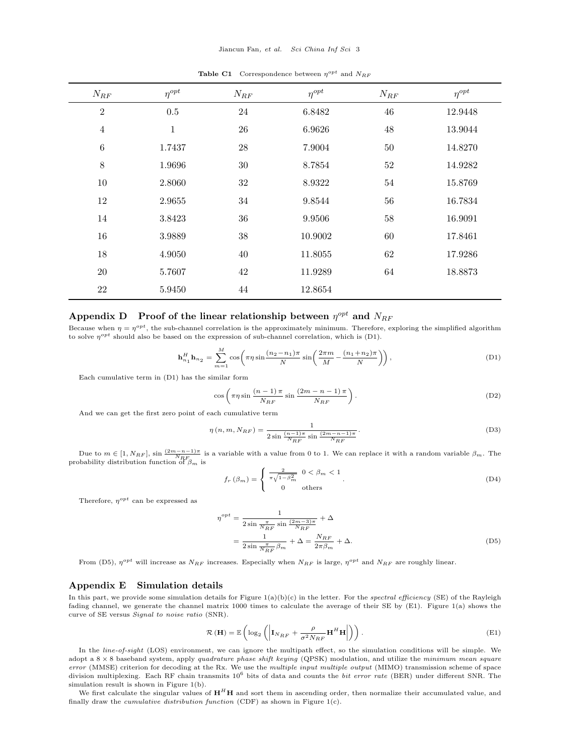**Table C1** Correspondence between $\eta^{opt}$ and $N_{RF}$

| $N_{RF}$ | $\eta^{opt}$ | $N_{RF}$ | $\eta^{opt}$ | $N_{RF}$ | $\eta^{opt}$ |
|---|---|---|---|---|---|
| 2 | 0.5 | 24 | 6.8482 | 46 | 12.9448 |
| 4 | 1 | 26 | 6.9626 | 48 | 13.9044 |
| 6 | 1.7437 | 28 | 7.9004 | 50 | 14.8270 |
| 8 | 1.9696 | 30 | 8.7854 | 52 | 14.9282 |
| 10 | 2.8060 | 32 | 8.9322 | 54 | 15.8769 |
| 12 | 2.9655 | 34 | 9.8544 | 56 | 16.7834 |
| 14 | 3.8423 | 36 | 9.9506 | 58 | 16.9091 |
| 16 | 3.9889 | 38 | 10.9002 | 60 | 17.8461 |
| 18 | 4.9050 | 40 | 11.8055 | 62 | 17.9286 |
| 20 | 5.7607 | 42 | 11.9289 | 64 | 18.8873 |
| 22 | 5.9450 | 44 | 12.8654 | | |

## Appendix D Proof of the linear relationship between $\eta^{opt}$ and $N_{RF}$

Because when $\eta = \eta^{opt}$, the sub-channel correlation is the approximately minimum. Therefore, exploring the simplified algorithm to solve $\eta^{opt}$ should also be based on the expression of sub-channel correlation, which is (D1).

$$\mathbf{h}_{n_1}^H \mathbf{h}_{n_2} = \sum_{m=1}^{M} \cos\left(\pi\eta \sin\frac{(n_2-n_1)\pi}{N} \sin\left(\frac{2\pi m}{M} - \frac{(n_1+n_2)\pi}{N}\right)\right), \tag{D1}$$

Each cumulative term in (D1) has the similar form

$$\cos\left(\pi\eta \sin\frac{(n-1)\pi}{N_{RF}} \sin\frac{(2m-n-1)\pi}{N_{RF}}\right). \tag{D2}$$

And we can get the first zero point of each cumulative term

$$\eta(n,m,N_{RF}) = \frac{1}{2\sin\frac{(n-1)\pi}{N_{RF}}\sin\frac{(2m-n-1)\pi}{N_{RF}}}. \tag{D3}$$

Due to $m \in [1, N_{RF}]$, $\sin\frac{(2m-n-1)\pi}{N_{RF}}$ is a variable with a value from 0 to 1. We can replace it with a random variable $\beta_m$. The probability distribution function of $\beta_m$ is

$$f_r(\beta_m) = \begin{cases} \frac{2}{\pi\sqrt{1-\beta_m^2}} & 0 < \beta_m < 1 \\ 0 & \text{others} \end{cases}. \tag{D4}$$

Therefore, $\eta^{opt}$ can be expressed as

$$\begin{aligned} \eta^{opt} &= \frac{1}{2\sin\frac{\pi}{N_{RF}}\sin\frac{(2m-3)\pi}{N_{RF}}} + \Delta \\ &= \frac{1}{2\sin\frac{\pi}{N_{RF}}\beta_m} + \Delta = \frac{N_{RF}}{2\pi\beta_m} + \Delta. \end{aligned} \tag{D5}$$

From (D5), $\eta^{opt}$ will increase as $N_{RF}$ increases. Especially when $N_{RF}$ is large, $\eta^{opt}$ and $N_{RF}$ are roughly linear.

## Appendix E Simulation details

In this part, we provide some simulation details for Figure 1(a)(b)(c) in the letter. For the *spectral efficiency* (SE) of the Rayleigh fading channel, we generate the channel matrix 1000 times to calculate the average of their SE by (E1). Figure 1(a) shows the curve of SE versus *Signal to noise ratio* (SNR).

$$\mathcal{R}(\mathbf{H}) = \mathbb{E}\left(\log_2\left(\left|\mathbf{I}_{N_{RF}} + \frac{\rho}{\sigma^2 N_{RF}}\mathbf{H}^H\mathbf{H}\right|\right)\right). \tag{E1}$$

In the *line-of-sight* (LOS) environment, we can ignore the multipath effect, so the simulation conditions will be simple. We adopt a $8 \times 8$ baseband system, apply *quadrature phase shift keying* (QPSK) modulation, and utilize the *minimum mean square error* (MMSE) criterion for decoding at the Rx. We use the *multiple input multiple output* (MIMO) transmission scheme of space division multiplexing. Each RF chain transmits $10^6$ bits of data and counts the *bit error rate* (BER) under different SNR. The simulation result is shown in Figure 1(b).

We first calculate the singular values of $\mathbf{H}^H\mathbf{H}$ and sort them in ascending order, then normalize their accumulated value, and finally draw the *cumulative distribution function* (CDF) as shown in Figure 1(c).